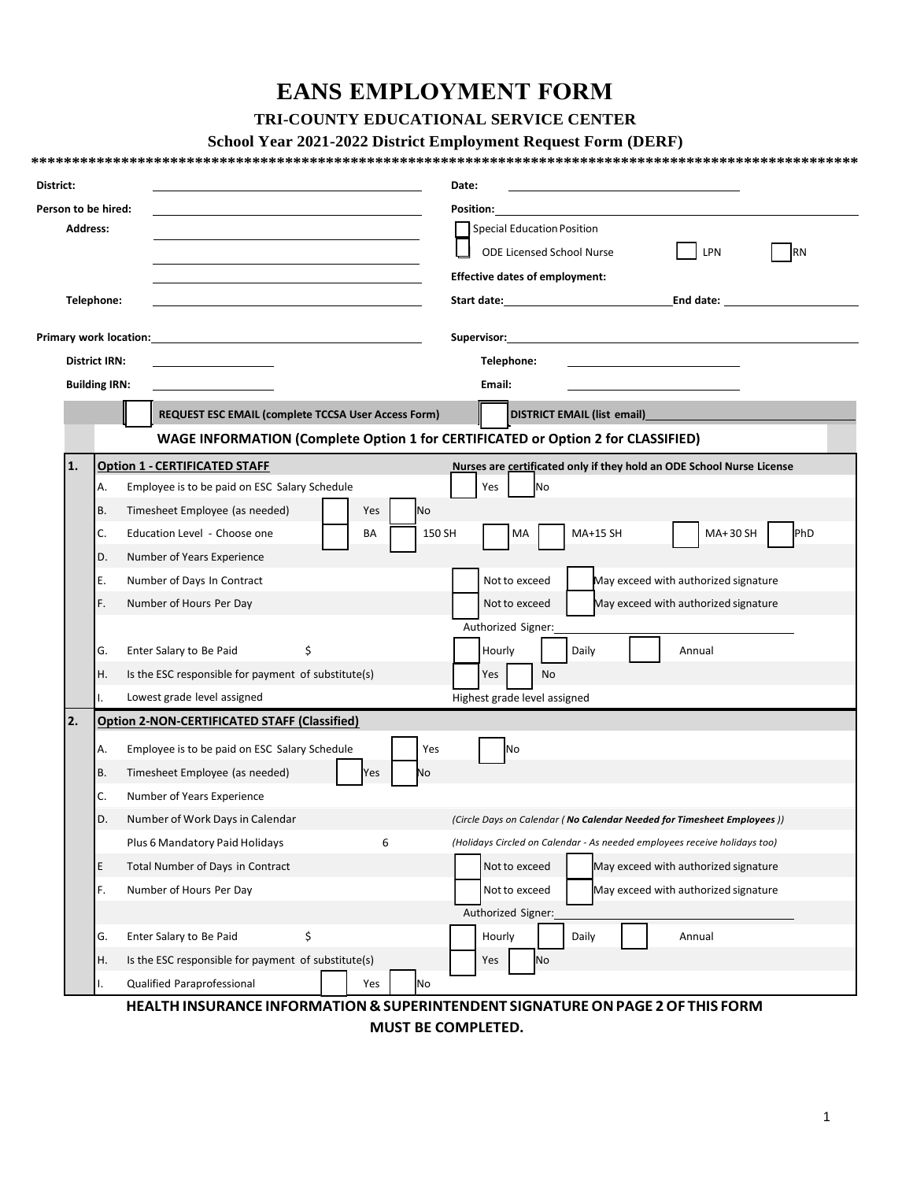# EANS EMPLOYMENT FORM

**TRI-COUNTY EDUCATIONAL SERVICE CENTER**

**School Year 2021-2022 District Employment Request Form (DERF)**

**District:** ______________________ **Date:** ______________________

**Person to be hired:** ______________________ **Position:** ______________________

**Address:** ______________________

☐ Special Education Position

☐ ODE Licensed School Nurse ☐ LPN ☐ RN

**Effective dates of employment:**

**Telephone:** ______________________ **Start date:** ______________________ **End date:** ______________________

**Primary work location:** ______________________ **Supervisor:** ______________________

**District IRN:** ______________________ **Telephone:** ______________________

**Building IRN:** ______________________ **Email:** ______________________

☐ **REQUEST ESC EMAIL (complete TCCSA User Access Form)** ☐ **DISTRICT EMAIL (list email)** ______________________

**WAGE INFORMATION (Complete Option 1 for CERTIFICATED or Option 2 for CLASSIFIED)**

| | | | |
|---|---|---|---|
| **1.** | | **Option 1 - CERTIFICATED STAFF** | **Nurses are certificated only if they hold an ODE School Nurse License** |
| | A. | Employee is to be paid on ESC Salary Schedule | ☐ Yes ☐ No |
| | B. | Timesheet Employee (as needed) ☐ Yes ☐ No | |
| | C. | Education Level - Choose one ☐ BA ☐ 150 SH | ☐ MA ☐ MA+15 SH ☐ MA+30 SH ☐ PhD |
| | D. | Number of Years Experience | |
| | E. | Number of Days In Contract | ☐ Not to exceed ☐ May exceed with authorized signature |
| | F. | Number of Hours Per Day | ☐ Not to exceed ☐ May exceed with authorized signature |
| | | | Authorized Signer: ______________________ |
| | G. | Enter Salary to Be Paid $ | ☐ Hourly ☐ Daily ☐ Annual |
| | H. | Is the ESC responsible for payment of substitute(s) | ☐ Yes ☐ No |
| | I. | Lowest grade level assigned | Highest grade level assigned |
| **2.** | | **Option 2-NON-CERTIFICATED STAFF (Classified)** | |
| | A. | Employee is to be paid on ESC Salary Schedule ☐ Yes | ☐ No |
| | B. | Timesheet Employee (as needed) ☐ Yes ☐ No | |
| | C. | Number of Years Experience | |
| | D. | Number of Work Days in Calendar | *(Circle Days on Calendar (* ***No Calendar Needed for Timesheet Employees*** *))* |
| | | Plus 6 Mandatory Paid Holidays 6 | *(Holidays Circled on Calendar - As needed employees receive holidays too)* |
| | E | Total Number of Days in Contract | ☐ Not to exceed ☐ May exceed with authorized signature |
| | F. | Number of Hours Per Day | ☐ Not to exceed ☐ May exceed with authorized signature |
| | | | Authorized Signer: ______________________ |
| | G. | Enter Salary to Be Paid $ | ☐ Hourly ☐ Daily ☐ Annual |
| | H. | Is the ESC responsible for payment of substitute(s) | ☐ Yes ☐ No |
| | I. | Qualified Paraprofessional ☐ Yes ☐ No | |

**HEALTH INSURANCE INFORMATION & SUPERINTENDENT SIGNATURE ON PAGE 2 OF THIS FORM MUST BE COMPLETED.**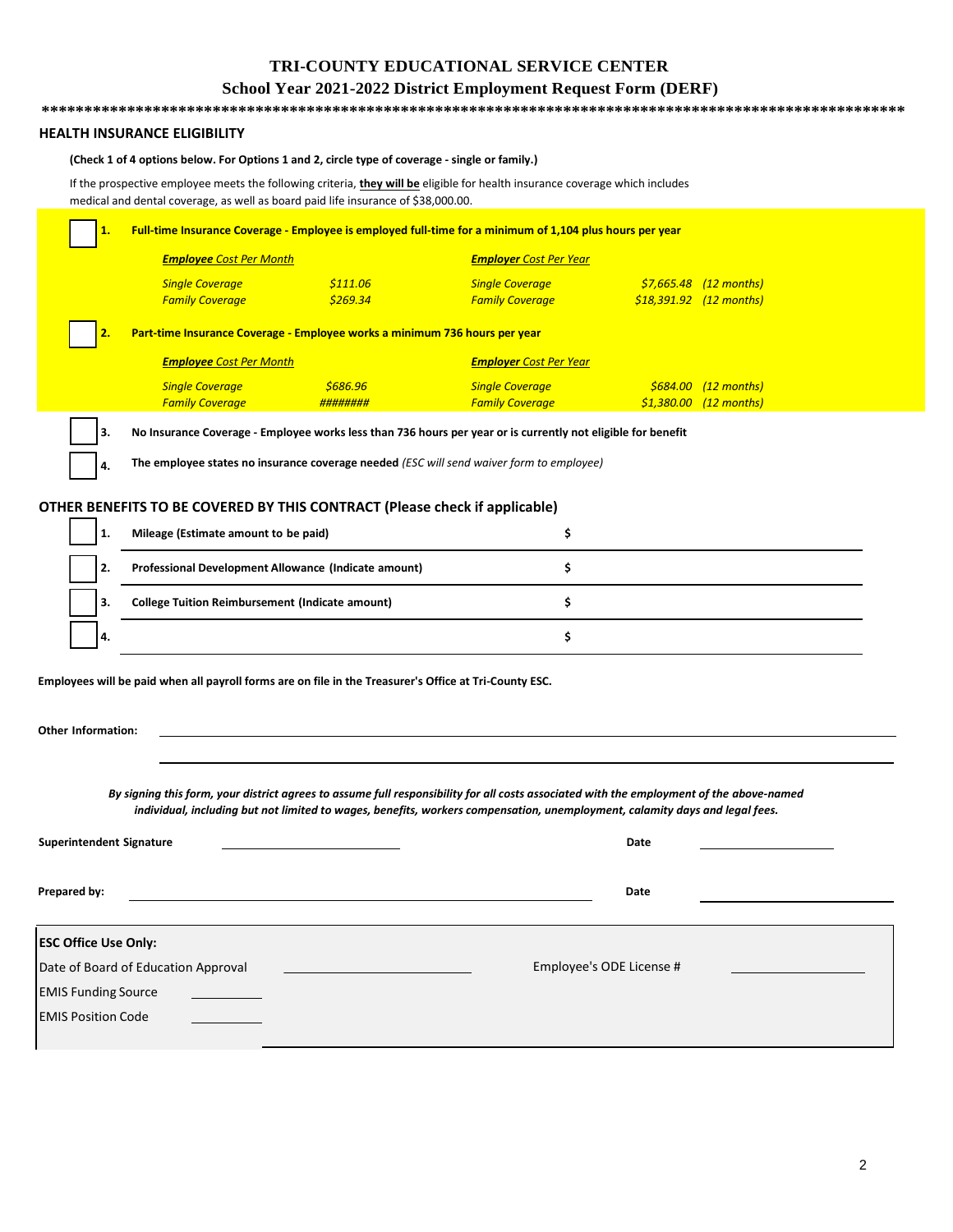# TRI-COUNTY EDUCATIONAL SERVICE CENTER

## School Year 2021-2022 District Employment Request Form (DERF)

****************************************************************************************************

### HEALTH INSURANCE ELIGIBILITY

**(Check 1 of 4 options below. For Options 1 and 2, circle type of coverage - single or family.)**

If the prospective employee meets the following criteria, **they will be** eligible for health insurance coverage which includes medical and dental coverage, as well as board paid life insurance of $38,000.00.

☐ **1. Full-time Insurance Coverage - Employee is employed full-time for a minimum of 1,104 plus hours per year**

| ***Employee*** *Cost Per Month* | | ***Employer*** *Cost Per Year* | | |
|---|---|---|---|---|
| *Single Coverage* | *$111.06* | *Single Coverage* | *$7,665.48* | *(12 months)* |
| *Family Coverage* | *$269.34* | *Family Coverage* | *$18,391.92* | *(12 months)* |

☐ **2. Part-time Insurance Coverage - Employee works a minimum 736 hours per year**

| ***Employee*** *Cost Per Month* | | ***Employer*** *Cost Per Year* | | |
|---|---|---|---|---|
| *Single Coverage* | *$686.96* | *Single Coverage* | *$684.00* | *(12 months)* |
| *Family Coverage* | *########* | *Family Coverage* | *$1,380.00* | *(12 months)* |

☐ **3. No Insurance Coverage - Employee works less than 736 hours per year or is currently not eligible for benefit**

☐ **4. The employee states no insurance coverage needed** *(ESC will send waiver form to employee)*

### OTHER BENEFITS TO BE COVERED BY THIS CONTRACT (Please check if applicable)

☐ **1. Mileage (Estimate amount to be paid)** **$** ______________________

☐ **2. Professional Development Allowance (Indicate amount)** **$** ______________________

☐ **3. College Tuition Reimbursement (Indicate amount)** **$** ______________________

☐ **4.** ______________________ **$** ______________________

**Employees will be paid when all payroll forms are on file in the Treasurer's Office at Tri-County ESC.**

**Other Information:** ______________________________________________

______________________________________________

***By signing this form, your district agrees to assume full responsibility for all costs associated with the employment of the above-named individual, including but not limited to wages, benefits, workers compensation, unemployment, calamity days and legal fees.***

**Superintendent Signature** ______________________ **Date** ______________

**Prepared by:** ______________________________________ **Date** ______________

**ESC Office Use Only:**

Date of Board of Education Approval ______________________ Employee's ODE License # ______________

EMIS Funding Source __________

EMIS Position Code __________